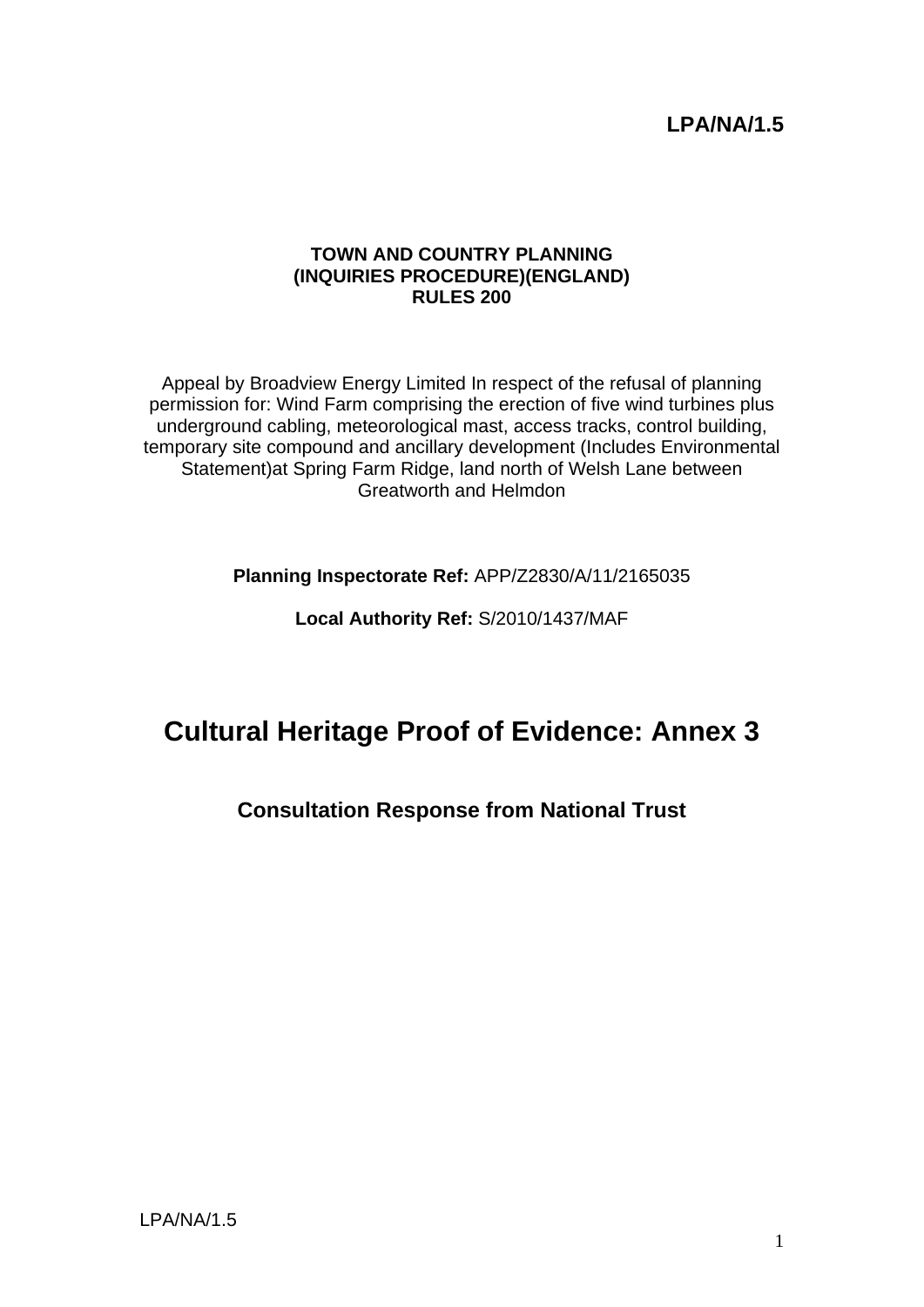**LPA/NA/1.5**

**TOWN AND COUNTRY PLANNING**
**(INQUIRIES PROCEDURE)(ENGLAND)**
**RULES 200**

Appeal by Broadview Energy Limited In respect of the refusal of planning permission for: Wind Farm comprising the erection of five wind turbines plus underground cabling, meteorological mast, access tracks, control building, temporary site compound and ancillary development (Includes Environmental Statement)at Spring Farm Ridge, land north of Welsh Lane between Greatworth and Helmdon

**Planning Inspectorate Ref:** APP/Z2830/A/11/2165035

**Local Authority Ref:** S/2010/1437/MAF

# Cultural Heritage Proof of Evidence: Annex 3

## Consultation Response from National Trust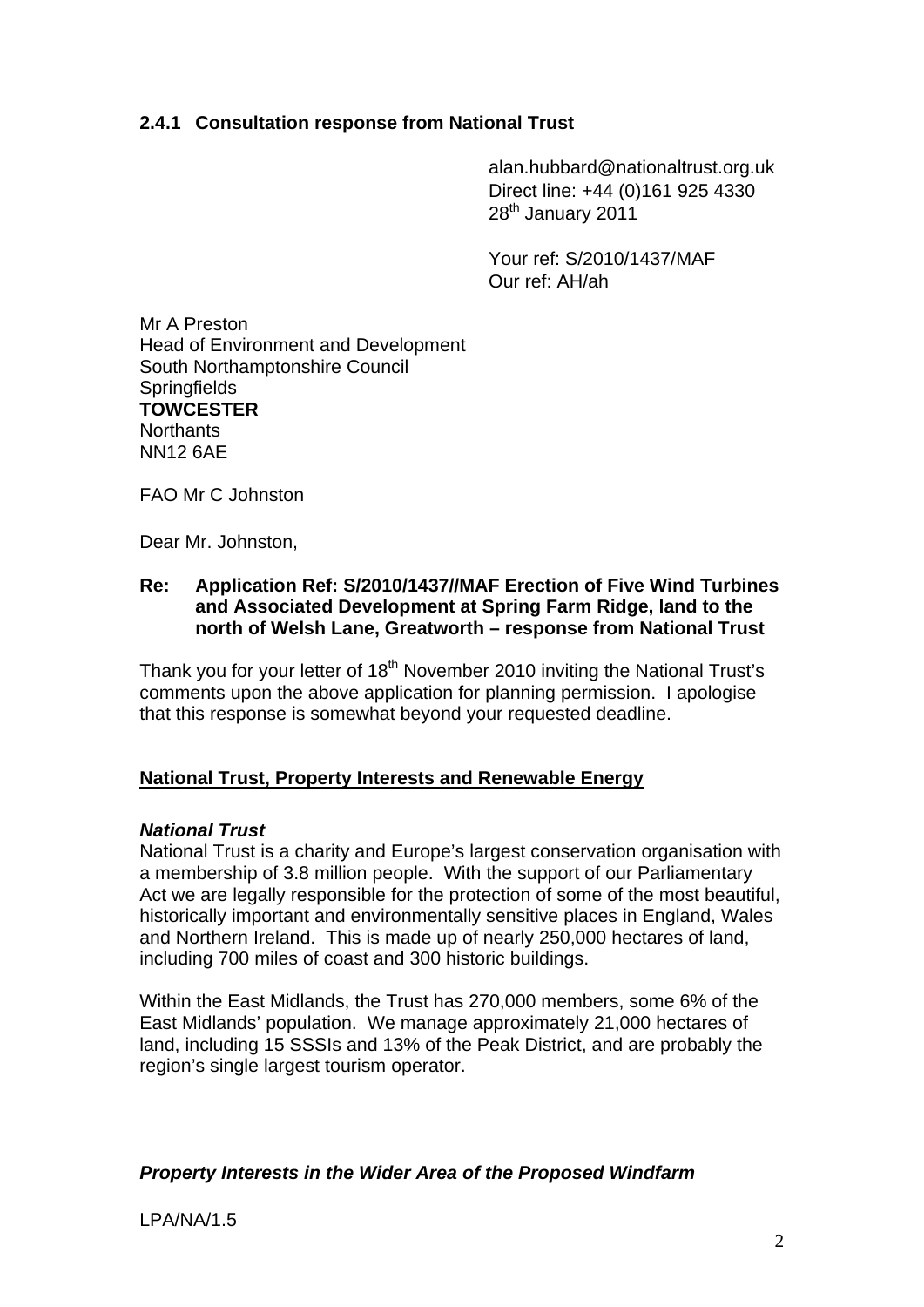### 2.4.1 Consultation response from National Trust

alan.hubbard@nationaltrust.org.uk
Direct line: +44 (0)161 925 4330
28th January 2011

Your ref: S/2010/1437/MAF
Our ref: AH/ah

Mr A Preston
Head of Environment and Development
South Northamptonshire Council
Springfields
**TOWCESTER**
Northants
NN12 6AE

FAO Mr C Johnston

Dear Mr. Johnston,

**Re: Application Ref: S/2010/1437//MAF Erection of Five Wind Turbines and Associated Development at Spring Farm Ridge, land to the north of Welsh Lane, Greatworth – response from National Trust**

Thank you for your letter of 18th November 2010 inviting the National Trust's comments upon the above application for planning permission. I apologise that this response is somewhat beyond your requested deadline.

**National Trust, Property Interests and Renewable Energy**

***National Trust***

National Trust is a charity and Europe's largest conservation organisation with a membership of 3.8 million people. With the support of our Parliamentary Act we are legally responsible for the protection of some of the most beautiful, historically important and environmentally sensitive places in England, Wales and Northern Ireland. This is made up of nearly 250,000 hectares of land, including 700 miles of coast and 300 historic buildings.

Within the East Midlands, the Trust has 270,000 members, some 6% of the East Midlands' population. We manage approximately 21,000 hectares of land, including 15 SSSIs and 13% of the Peak District, and are probably the region's single largest tourism operator.

***Property Interests in the Wider Area of the Proposed Windfarm***

LPA/NA/1.5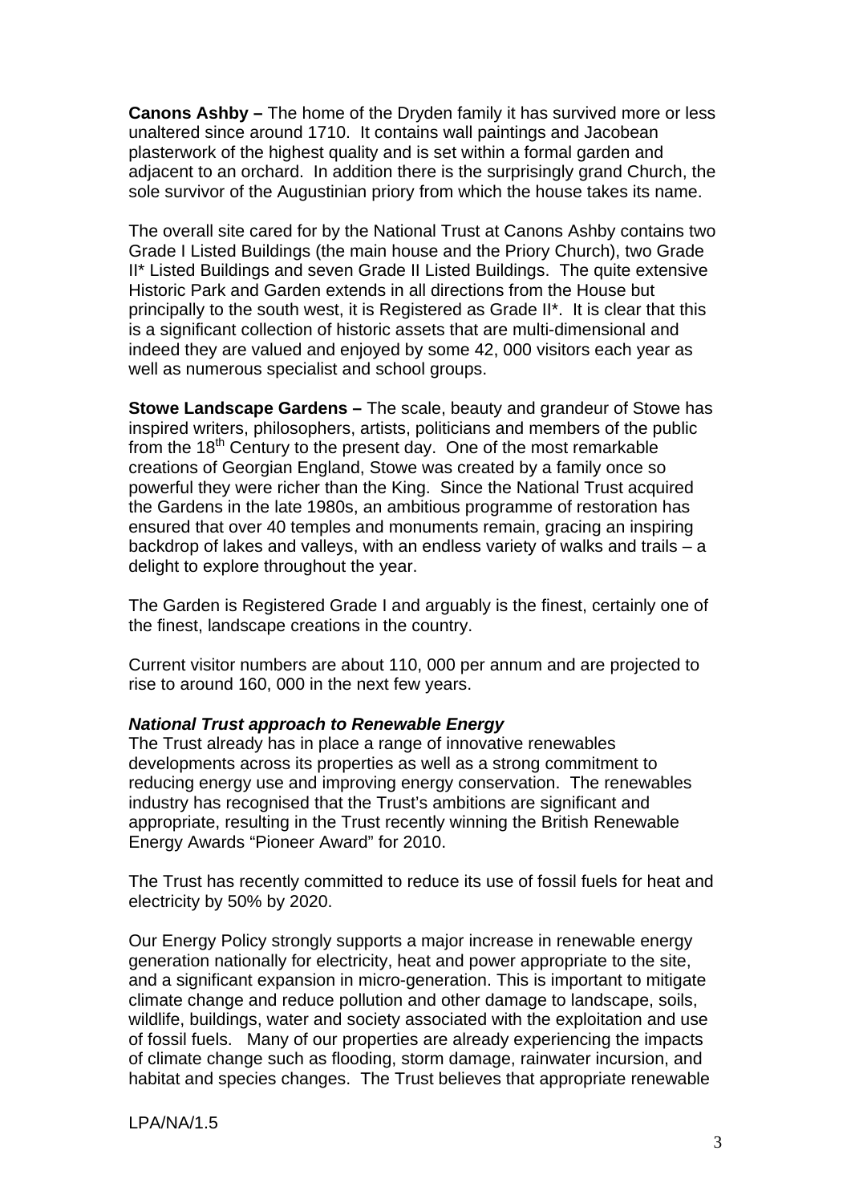**Canons Ashby –** The home of the Dryden family it has survived more or less unaltered since around 1710. It contains wall paintings and Jacobean plasterwork of the highest quality and is set within a formal garden and adjacent to an orchard. In addition there is the surprisingly grand Church, the sole survivor of the Augustinian priory from which the house takes its name.

The overall site cared for by the National Trust at Canons Ashby contains two Grade I Listed Buildings (the main house and the Priory Church), two Grade II* Listed Buildings and seven Grade II Listed Buildings. The quite extensive Historic Park and Garden extends in all directions from the House but principally to the south west, it is Registered as Grade II*. It is clear that this is a significant collection of historic assets that are multi-dimensional and indeed they are valued and enjoyed by some 42, 000 visitors each year as well as numerous specialist and school groups.

**Stowe Landscape Gardens –** The scale, beauty and grandeur of Stowe has inspired writers, philosophers, artists, politicians and members of the public from the 18th Century to the present day. One of the most remarkable creations of Georgian England, Stowe was created by a family once so powerful they were richer than the King. Since the National Trust acquired the Gardens in the late 1980s, an ambitious programme of restoration has ensured that over 40 temples and monuments remain, gracing an inspiring backdrop of lakes and valleys, with an endless variety of walks and trails – a delight to explore throughout the year.

The Garden is Registered Grade I and arguably is the finest, certainly one of the finest, landscape creations in the country.

Current visitor numbers are about 110, 000 per annum and are projected to rise to around 160, 000 in the next few years.

***National Trust approach to Renewable Energy***

The Trust already has in place a range of innovative renewables developments across its properties as well as a strong commitment to reducing energy use and improving energy conservation. The renewables industry has recognised that the Trust's ambitions are significant and appropriate, resulting in the Trust recently winning the British Renewable Energy Awards "Pioneer Award" for 2010.

The Trust has recently committed to reduce its use of fossil fuels for heat and electricity by 50% by 2020.

Our Energy Policy strongly supports a major increase in renewable energy generation nationally for electricity, heat and power appropriate to the site, and a significant expansion in micro-generation. This is important to mitigate climate change and reduce pollution and other damage to landscape, soils, wildlife, buildings, water and society associated with the exploitation and use of fossil fuels. Many of our properties are already experiencing the impacts of climate change such as flooding, storm damage, rainwater incursion, and habitat and species changes. The Trust believes that appropriate renewable

LPA/NA/1.5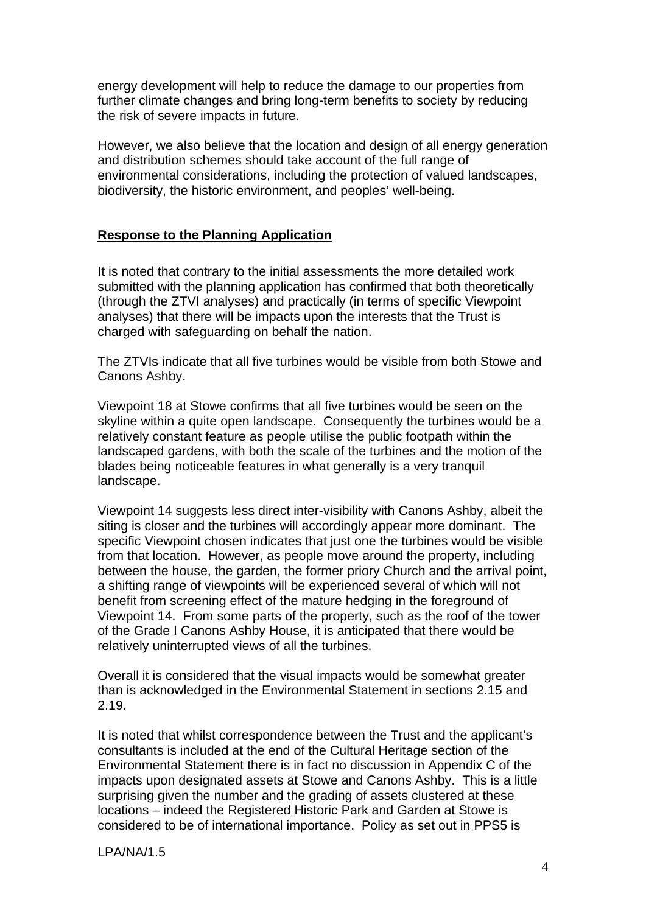energy development will help to reduce the damage to our properties from further climate changes and bring long-term benefits to society by reducing the risk of severe impacts in future.

However, we also believe that the location and design of all energy generation and distribution schemes should take account of the full range of environmental considerations, including the protection of valued landscapes, biodiversity, the historic environment, and peoples' well-being.

## **Response to the Planning Application**

It is noted that contrary to the initial assessments the more detailed work submitted with the planning application has confirmed that both theoretically (through the ZTVI analyses) and practically (in terms of specific Viewpoint analyses) that there will be impacts upon the interests that the Trust is charged with safeguarding on behalf the nation.

The ZTVIs indicate that all five turbines would be visible from both Stowe and Canons Ashby.

Viewpoint 18 at Stowe confirms that all five turbines would be seen on the skyline within a quite open landscape. Consequently the turbines would be a relatively constant feature as people utilise the public footpath within the landscaped gardens, with both the scale of the turbines and the motion of the blades being noticeable features in what generally is a very tranquil landscape.

Viewpoint 14 suggests less direct inter-visibility with Canons Ashby, albeit the siting is closer and the turbines will accordingly appear more dominant. The specific Viewpoint chosen indicates that just one the turbines would be visible from that location. However, as people move around the property, including between the house, the garden, the former priory Church and the arrival point, a shifting range of viewpoints will be experienced several of which will not benefit from screening effect of the mature hedging in the foreground of Viewpoint 14. From some parts of the property, such as the roof of the tower of the Grade I Canons Ashby House, it is anticipated that there would be relatively uninterrupted views of all the turbines.

Overall it is considered that the visual impacts would be somewhat greater than is acknowledged in the Environmental Statement in sections 2.15 and 2.19.

It is noted that whilst correspondence between the Trust and the applicant's consultants is included at the end of the Cultural Heritage section of the Environmental Statement there is in fact no discussion in Appendix C of the impacts upon designated assets at Stowe and Canons Ashby. This is a little surprising given the number and the grading of assets clustered at these locations – indeed the Registered Historic Park and Garden at Stowe is considered to be of international importance. Policy as set out in PPS5 is

LPA/NA/1.5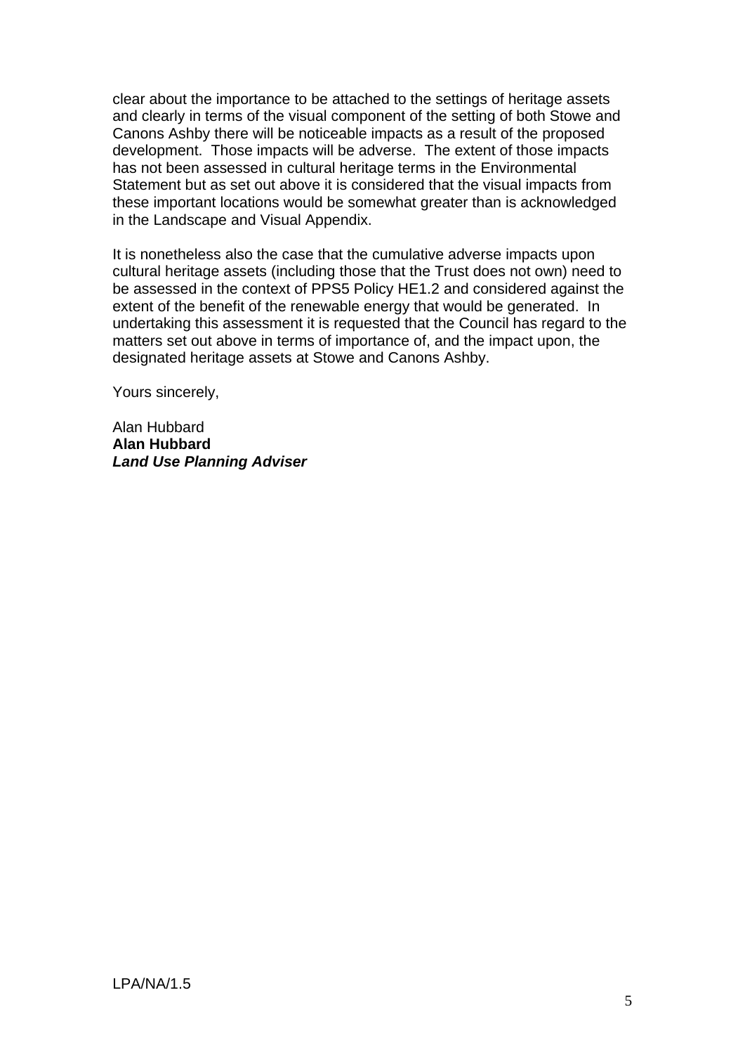clear about the importance to be attached to the settings of heritage assets and clearly in terms of the visual component of the setting of both Stowe and Canons Ashby there will be noticeable impacts as a result of the proposed development. Those impacts will be adverse. The extent of those impacts has not been assessed in cultural heritage terms in the Environmental Statement but as set out above it is considered that the visual impacts from these important locations would be somewhat greater than is acknowledged in the Landscape and Visual Appendix.

It is nonetheless also the case that the cumulative adverse impacts upon cultural heritage assets (including those that the Trust does not own) need to be assessed in the context of PPS5 Policy HE1.2 and considered against the extent of the benefit of the renewable energy that would be generated. In undertaking this assessment it is requested that the Council has regard to the matters set out above in terms of importance of, and the impact upon, the designated heritage assets at Stowe and Canons Ashby.

Yours sincerely,

Alan Hubbard
**Alan Hubbard**
***Land Use Planning Adviser***

LPA/NA/1.5